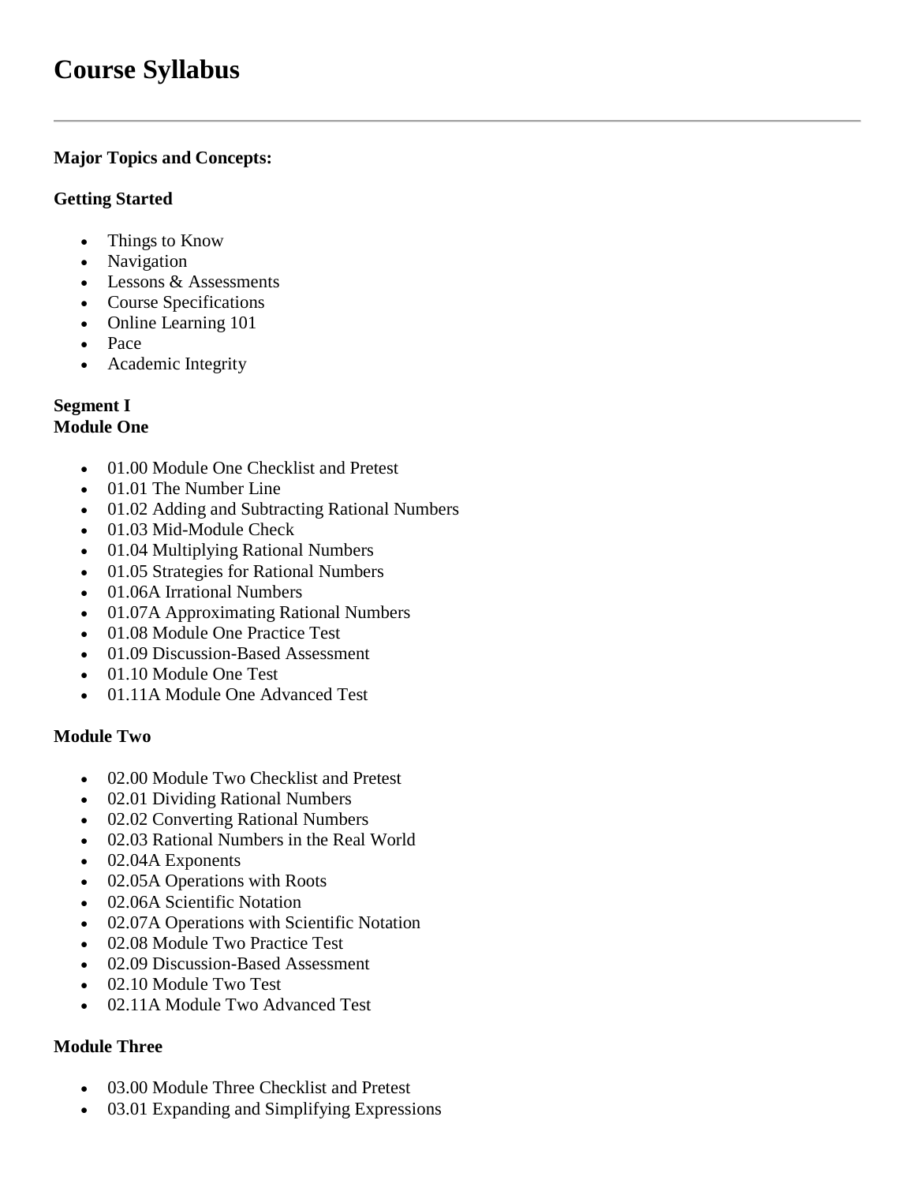# Course Syllabus

---

**Major Topics and Concepts:**

**Getting Started**

- Things to Know
- Navigation
- Lessons & Assessments
- Course Specifications
- Online Learning 101
- Pace
- Academic Integrity

**Segment I**
**Module One**

- 01.00 Module One Checklist and Pretest
- 01.01 The Number Line
- 01.02 Adding and Subtracting Rational Numbers
- 01.03 Mid-Module Check
- 01.04 Multiplying Rational Numbers
- 01.05 Strategies for Rational Numbers
- 01.06A Irrational Numbers
- 01.07A Approximating Rational Numbers
- 01.08 Module One Practice Test
- 01.09 Discussion-Based Assessment
- 01.10 Module One Test
- 01.11A Module One Advanced Test

**Module Two**

- 02.00 Module Two Checklist and Pretest
- 02.01 Dividing Rational Numbers
- 02.02 Converting Rational Numbers
- 02.03 Rational Numbers in the Real World
- 02.04A Exponents
- 02.05A Operations with Roots
- 02.06A Scientific Notation
- 02.07A Operations with Scientific Notation
- 02.08 Module Two Practice Test
- 02.09 Discussion-Based Assessment
- 02.10 Module Two Test
- 02.11A Module Two Advanced Test

**Module Three**

- 03.00 Module Three Checklist and Pretest
- 03.01 Expanding and Simplifying Expressions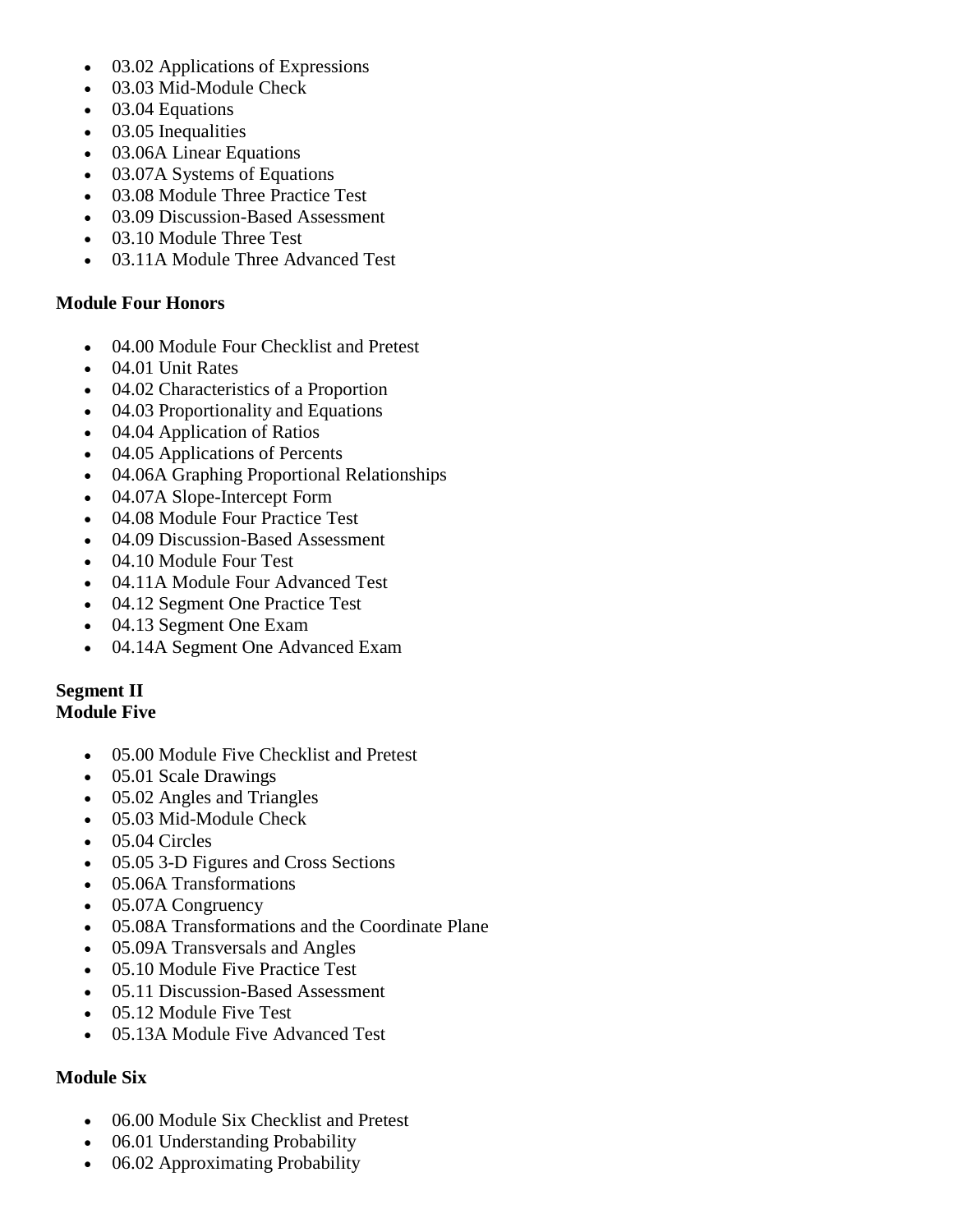- 03.02 Applications of Expressions
- 03.03 Mid-Module Check
- 03.04 Equations
- 03.05 Inequalities
- 03.06A Linear Equations
- 03.07A Systems of Equations
- 03.08 Module Three Practice Test
- 03.09 Discussion-Based Assessment
- 03.10 Module Three Test
- 03.11A Module Three Advanced Test

**Module Four Honors**

- 04.00 Module Four Checklist and Pretest
- 04.01 Unit Rates
- 04.02 Characteristics of a Proportion
- 04.03 Proportionality and Equations
- 04.04 Application of Ratios
- 04.05 Applications of Percents
- 04.06A Graphing Proportional Relationships
- 04.07A Slope-Intercept Form
- 04.08 Module Four Practice Test
- 04.09 Discussion-Based Assessment
- 04.10 Module Four Test
- 04.11A Module Four Advanced Test
- 04.12 Segment One Practice Test
- 04.13 Segment One Exam
- 04.14A Segment One Advanced Exam

**Segment II**
**Module Five**

- 05.00 Module Five Checklist and Pretest
- 05.01 Scale Drawings
- 05.02 Angles and Triangles
- 05.03 Mid-Module Check
- 05.04 Circles
- 05.05 3-D Figures and Cross Sections
- 05.06A Transformations
- 05.07A Congruency
- 05.08A Transformations and the Coordinate Plane
- 05.09A Transversals and Angles
- 05.10 Module Five Practice Test
- 05.11 Discussion-Based Assessment
- 05.12 Module Five Test
- 05.13A Module Five Advanced Test

**Module Six**

- 06.00 Module Six Checklist and Pretest
- 06.01 Understanding Probability
- 06.02 Approximating Probability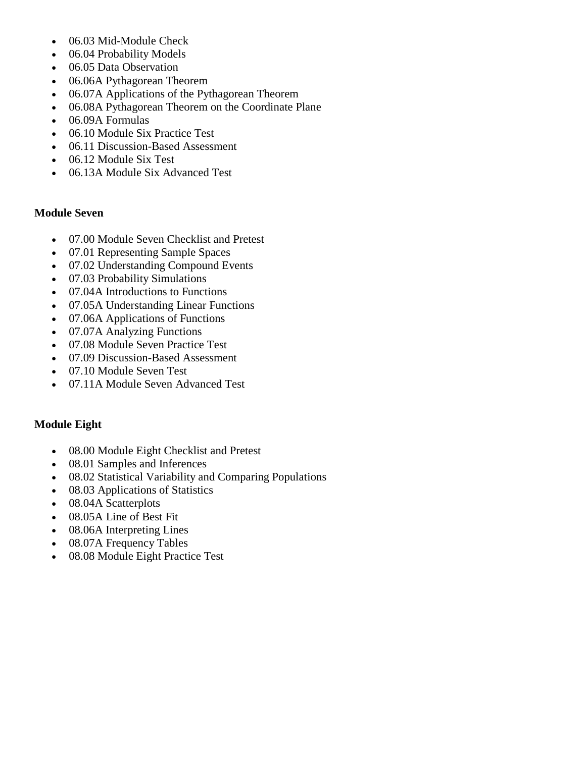- 06.03 Mid-Module Check
- 06.04 Probability Models
- 06.05 Data Observation
- 06.06A Pythagorean Theorem
- 06.07A Applications of the Pythagorean Theorem
- 06.08A Pythagorean Theorem on the Coordinate Plane
- 06.09A Formulas
- 06.10 Module Six Practice Test
- 06.11 Discussion-Based Assessment
- 06.12 Module Six Test
- 06.13A Module Six Advanced Test

**Module Seven**

- 07.00 Module Seven Checklist and Pretest
- 07.01 Representing Sample Spaces
- 07.02 Understanding Compound Events
- 07.03 Probability Simulations
- 07.04A Introductions to Functions
- 07.05A Understanding Linear Functions
- 07.06A Applications of Functions
- 07.07A Analyzing Functions
- 07.08 Module Seven Practice Test
- 07.09 Discussion-Based Assessment
- 07.10 Module Seven Test
- 07.11A Module Seven Advanced Test

**Module Eight**

- 08.00 Module Eight Checklist and Pretest
- 08.01 Samples and Inferences
- 08.02 Statistical Variability and Comparing Populations
- 08.03 Applications of Statistics
- 08.04A Scatterplots
- 08.05A Line of Best Fit
- 08.06A Interpreting Lines
- 08.07A Frequency Tables
- 08.08 Module Eight Practice Test